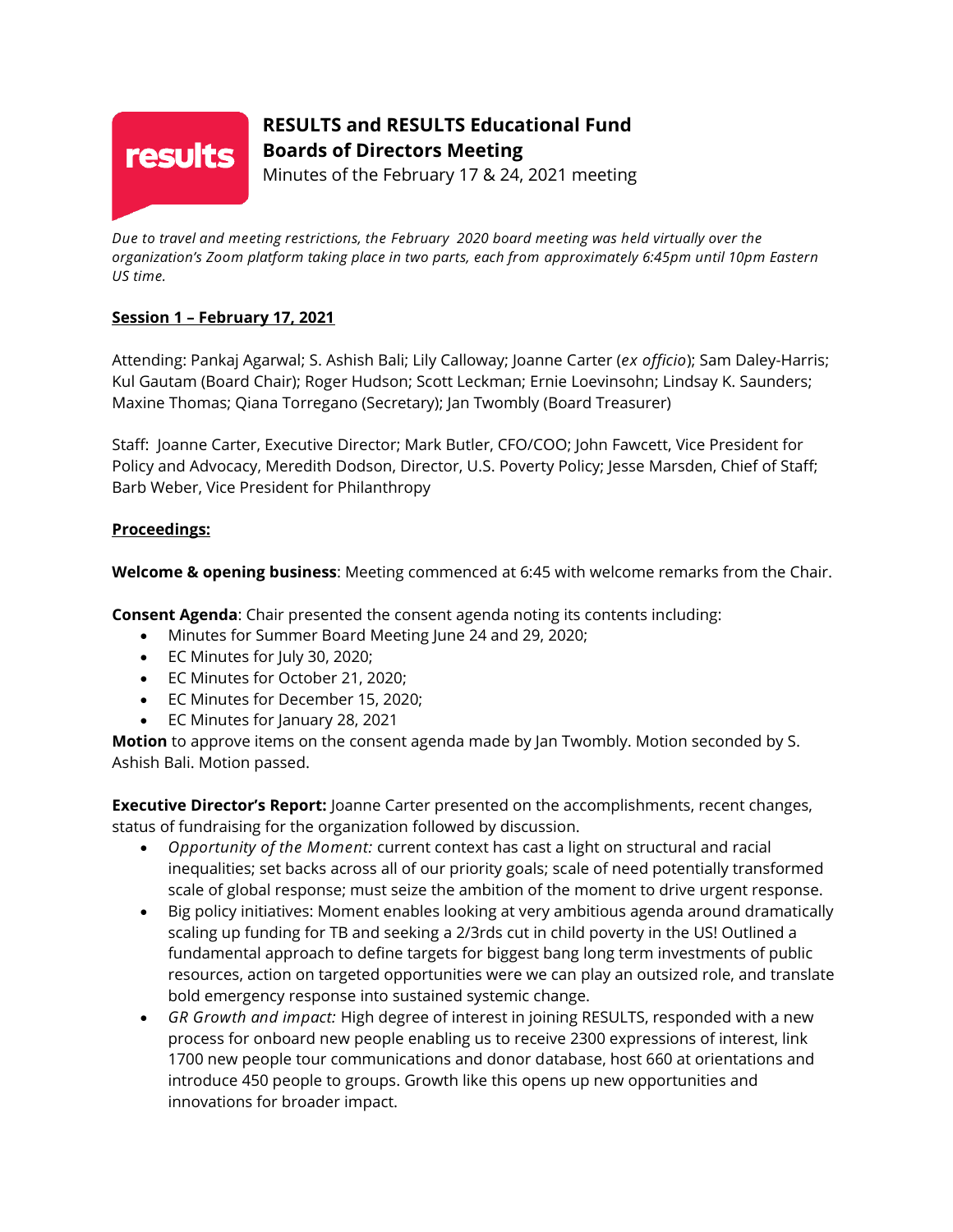# RESULTS and RESULTS Educational Fund
## Boards of Directors Meeting

Minutes of the February 17 & 24, 2021 meeting

*Due to travel and meeting restrictions, the February 2020 board meeting was held virtually over the organization's Zoom platform taking place in two parts, each from approximately 6:45pm until 10pm Eastern US time.*

**<u>Session 1 – February 17, 2021</u>**

Attending: Pankaj Agarwal; S. Ashish Bali; Lily Calloway; Joanne Carter (*ex officio*); Sam Daley-Harris; Kul Gautam (Board Chair); Roger Hudson; Scott Leckman; Ernie Loevinsohn; Lindsay K. Saunders; Maxine Thomas; Qiana Torregano (Secretary); Jan Twombly (Board Treasurer)

Staff: Joanne Carter, Executive Director; Mark Butler, CFO/COO; John Fawcett, Vice President for Policy and Advocacy, Meredith Dodson, Director, U.S. Poverty Policy; Jesse Marsden, Chief of Staff; Barb Weber, Vice President for Philanthropy

**<u>Proceedings:</u>**

**Welcome & opening business**: Meeting commenced at 6:45 with welcome remarks from the Chair.

**Consent Agenda**: Chair presented the consent agenda noting its contents including:

- Minutes for Summer Board Meeting June 24 and 29, 2020;
- EC Minutes for July 30, 2020;
- EC Minutes for October 21, 2020;
- EC Minutes for December 15, 2020;
- EC Minutes for January 28, 2021

**Motion** to approve items on the consent agenda made by Jan Twombly. Motion seconded by S. Ashish Bali. Motion passed.

**Executive Director's Report:** Joanne Carter presented on the accomplishments, recent changes, status of fundraising for the organization followed by discussion.

- *Opportunity of the Moment:* current context has cast a light on structural and racial inequalities; set backs across all of our priority goals; scale of need potentially transformed scale of global response; must seize the ambition of the moment to drive urgent response.
- Big policy initiatives: Moment enables looking at very ambitious agenda around dramatically scaling up funding for TB and seeking a 2/3rds cut in child poverty in the US! Outlined a fundamental approach to define targets for biggest bang long term investments of public resources, action on targeted opportunities were we can play an outsized role, and translate bold emergency response into sustained systemic change.
- *GR Growth and impact:* High degree of interest in joining RESULTS, responded with a new process for onboard new people enabling us to receive 2300 expressions of interest, link 1700 new people tour communications and donor database, host 660 at orientations and introduce 450 people to groups. Growth like this opens up new opportunities and innovations for broader impact.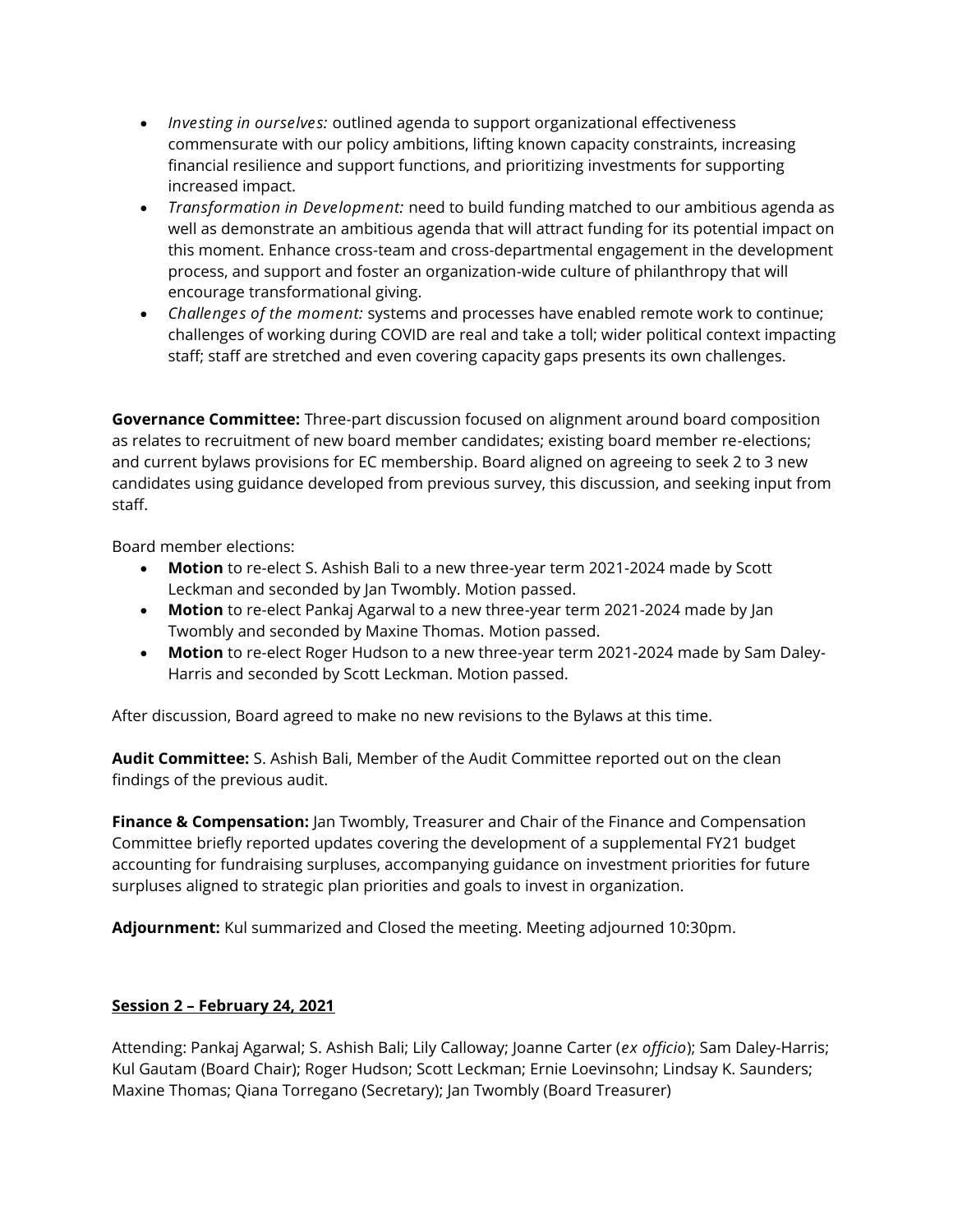- *Investing in ourselves:* outlined agenda to support organizational effectiveness commensurate with our policy ambitions, lifting known capacity constraints, increasing financial resilience and support functions, and prioritizing investments for supporting increased impact.
- *Transformation in Development:* need to build funding matched to our ambitious agenda as well as demonstrate an ambitious agenda that will attract funding for its potential impact on this moment. Enhance cross-team and cross-departmental engagement in the development process, and support and foster an organization-wide culture of philanthropy that will encourage transformational giving.
- *Challenges of the moment:* systems and processes have enabled remote work to continue; challenges of working during COVID are real and take a toll; wider political context impacting staff; staff are stretched and even covering capacity gaps presents its own challenges.

**Governance Committee:** Three-part discussion focused on alignment around board composition as relates to recruitment of new board member candidates; existing board member re-elections; and current bylaws provisions for EC membership. Board aligned on agreeing to seek 2 to 3 new candidates using guidance developed from previous survey, this discussion, and seeking input from staff.

Board member elections:

- **Motion** to re-elect S. Ashish Bali to a new three-year term 2021-2024 made by Scott Leckman and seconded by Jan Twombly. Motion passed.
- **Motion** to re-elect Pankaj Agarwal to a new three-year term 2021-2024 made by Jan Twombly and seconded by Maxine Thomas. Motion passed.
- **Motion** to re-elect Roger Hudson to a new three-year term 2021-2024 made by Sam Daley-Harris and seconded by Scott Leckman. Motion passed.

After discussion, Board agreed to make no new revisions to the Bylaws at this time.

**Audit Committee:** S. Ashish Bali, Member of the Audit Committee reported out on the clean findings of the previous audit.

**Finance & Compensation:** Jan Twombly, Treasurer and Chair of the Finance and Compensation Committee briefly reported updates covering the development of a supplemental FY21 budget accounting for fundraising surpluses, accompanying guidance on investment priorities for future surpluses aligned to strategic plan priorities and goals to invest in organization.

**Adjournment:** Kul summarized and Closed the meeting. Meeting adjourned 10:30pm.

**<u>Session 2 – February 24, 2021</u>**

Attending: Pankaj Agarwal; S. Ashish Bali; Lily Calloway; Joanne Carter (*ex officio*); Sam Daley-Harris; Kul Gautam (Board Chair); Roger Hudson; Scott Leckman; Ernie Loevinsohn; Lindsay K. Saunders; Maxine Thomas; Qiana Torregano (Secretary); Jan Twombly (Board Treasurer)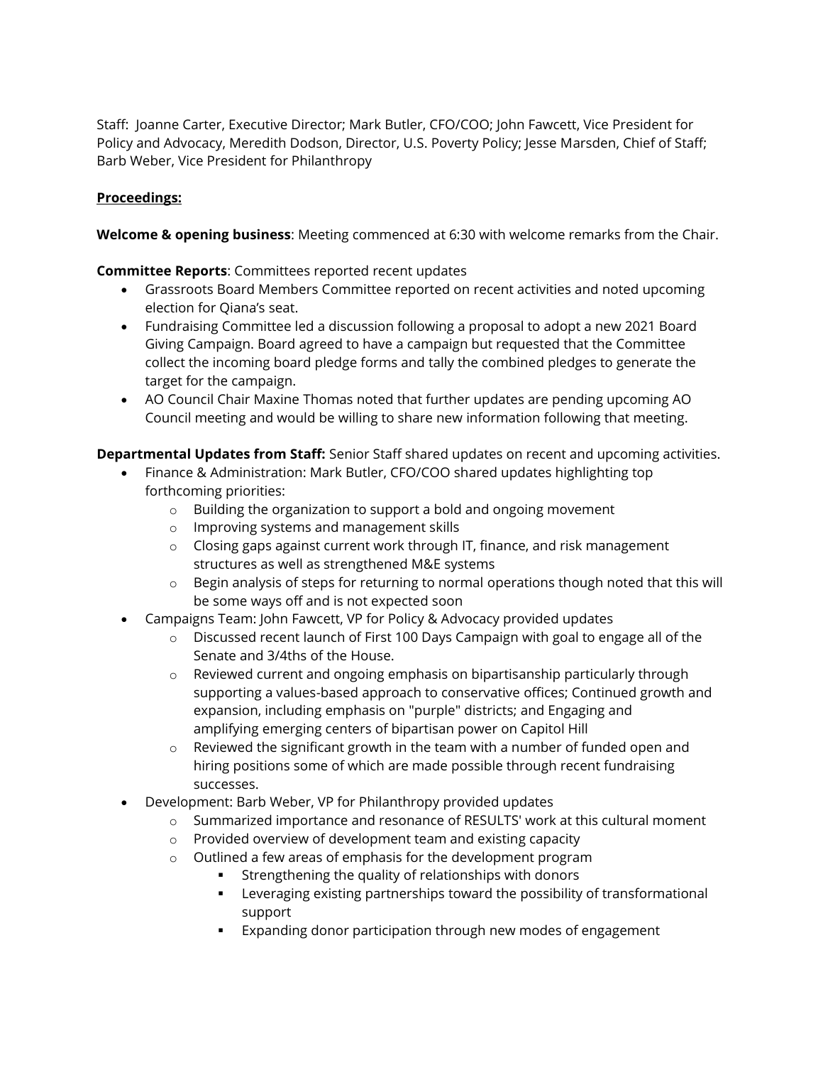Staff: Joanne Carter, Executive Director; Mark Butler, CFO/COO; John Fawcett, Vice President for Policy and Advocacy, Meredith Dodson, Director, U.S. Poverty Policy; Jesse Marsden, Chief of Staff; Barb Weber, Vice President for Philanthropy

**Proceedings:**

**Welcome & opening business**: Meeting commenced at 6:30 with welcome remarks from the Chair.

**Committee Reports**: Committees reported recent updates

- Grassroots Board Members Committee reported on recent activities and noted upcoming election for Qiana's seat.
- Fundraising Committee led a discussion following a proposal to adopt a new 2021 Board Giving Campaign. Board agreed to have a campaign but requested that the Committee collect the incoming board pledge forms and tally the combined pledges to generate the target for the campaign.
- AO Council Chair Maxine Thomas noted that further updates are pending upcoming AO Council meeting and would be willing to share new information following that meeting.

**Departmental Updates from Staff:** Senior Staff shared updates on recent and upcoming activities.

- Finance & Administration: Mark Butler, CFO/COO shared updates highlighting top forthcoming priorities:
  - Building the organization to support a bold and ongoing movement
  - Improving systems and management skills
  - Closing gaps against current work through IT, finance, and risk management structures as well as strengthened M&E systems
  - Begin analysis of steps for returning to normal operations though noted that this will be some ways off and is not expected soon
- Campaigns Team: John Fawcett, VP for Policy & Advocacy provided updates
  - Discussed recent launch of First 100 Days Campaign with goal to engage all of the Senate and 3/4ths of the House.
  - Reviewed current and ongoing emphasis on bipartisanship particularly through supporting a values-based approach to conservative offices; Continued growth and expansion, including emphasis on "purple" districts; and Engaging and amplifying emerging centers of bipartisan power on Capitol Hill
  - Reviewed the significant growth in the team with a number of funded open and hiring positions some of which are made possible through recent fundraising successes.
- Development: Barb Weber, VP for Philanthropy provided updates
  - Summarized importance and resonance of RESULTS' work at this cultural moment
  - Provided overview of development team and existing capacity
  - Outlined a few areas of emphasis for the development program
    - Strengthening the quality of relationships with donors
    - Leveraging existing partnerships toward the possibility of transformational support
    - Expanding donor participation through new modes of engagement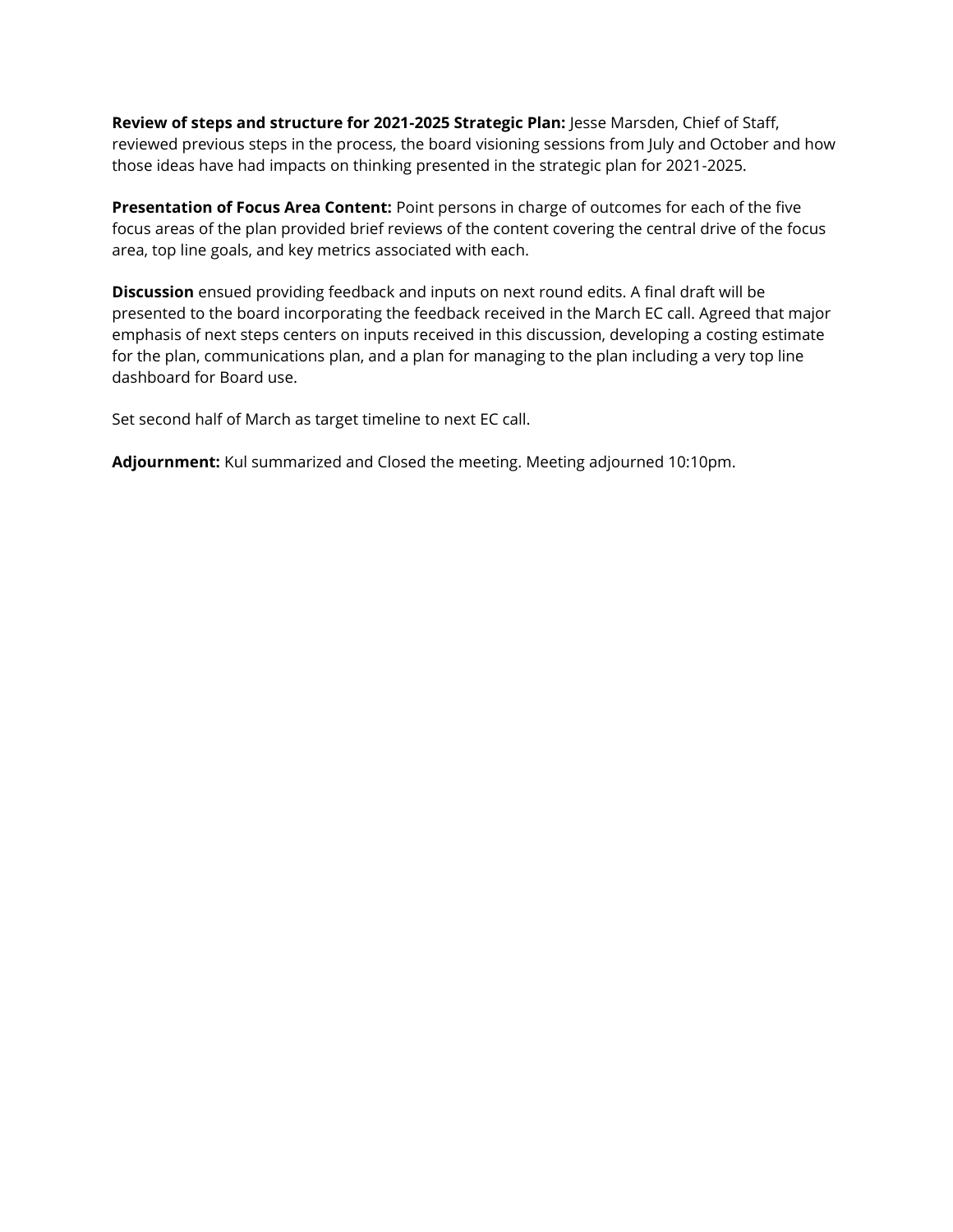**Review of steps and structure for 2021-2025 Strategic Plan:** Jesse Marsden, Chief of Staff, reviewed previous steps in the process, the board visioning sessions from July and October and how those ideas have had impacts on thinking presented in the strategic plan for 2021-2025.

**Presentation of Focus Area Content:** Point persons in charge of outcomes for each of the five focus areas of the plan provided brief reviews of the content covering the central drive of the focus area, top line goals, and key metrics associated with each.

**Discussion** ensued providing feedback and inputs on next round edits. A final draft will be presented to the board incorporating the feedback received in the March EC call. Agreed that major emphasis of next steps centers on inputs received in this discussion, developing a costing estimate for the plan, communications plan, and a plan for managing to the plan including a very top line dashboard for Board use.

Set second half of March as target timeline to next EC call.

**Adjournment:** Kul summarized and Closed the meeting. Meeting adjourned 10:10pm.